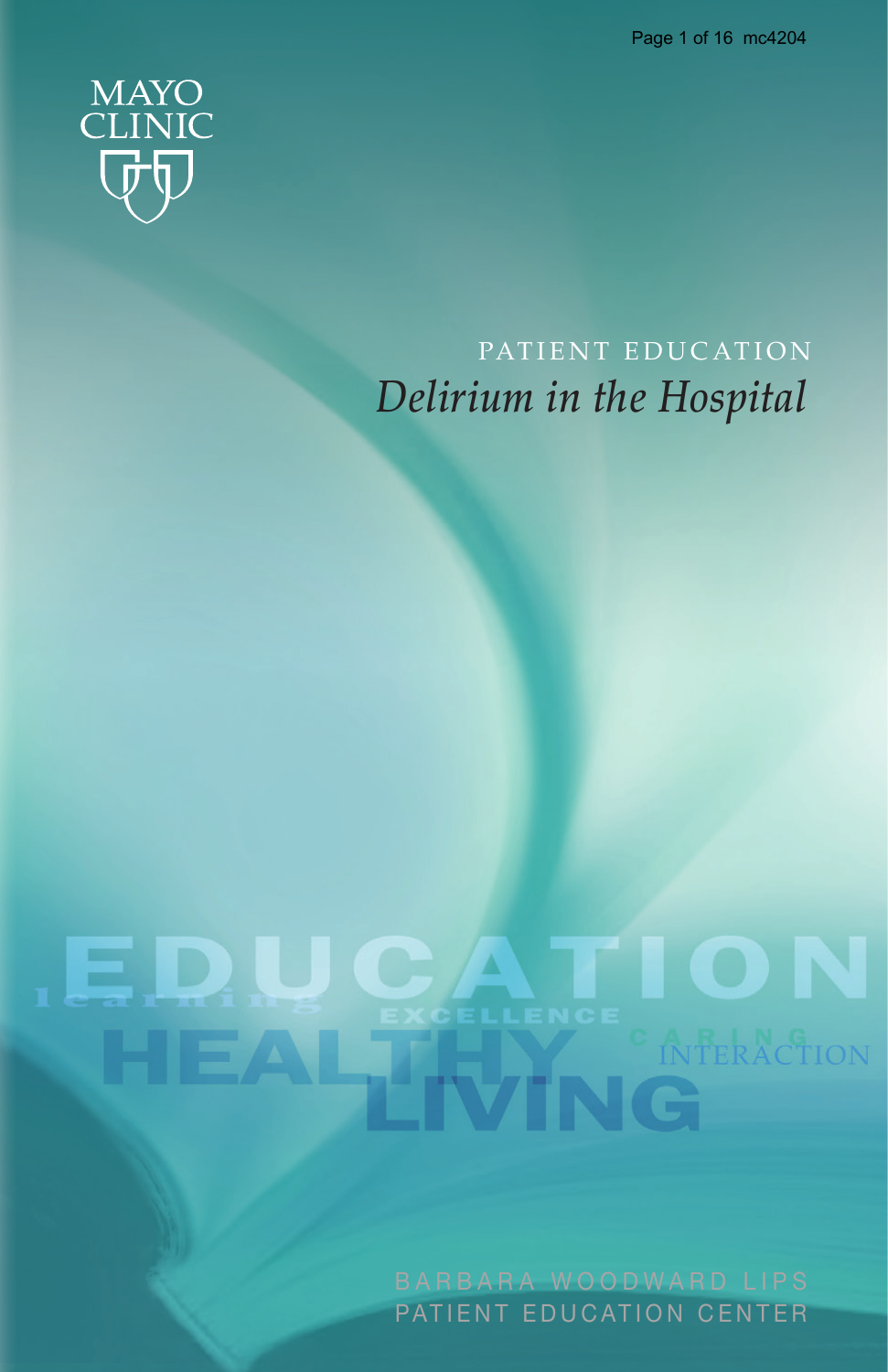MAYO CLINIC

PATIENT EDUCATION

# *Delirium in the Hospital*

BARBARA WOODWARD LIPS PATIENT EDUCATION CENTER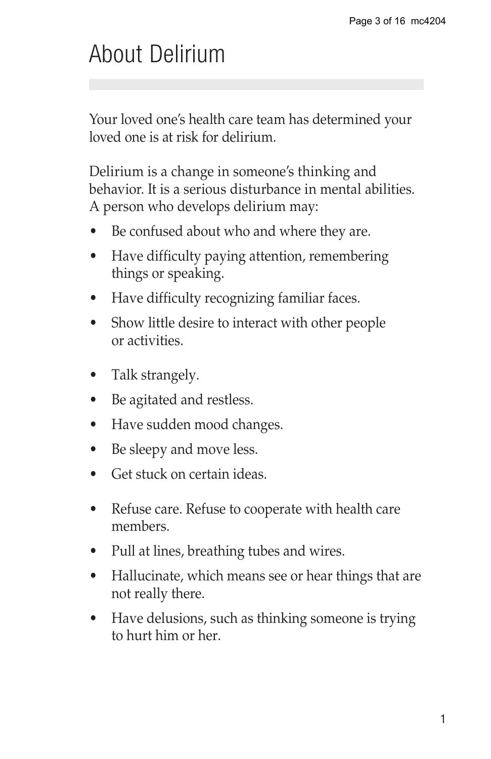# About Delirium

Your loved one's health care team has determined your loved one is at risk for delirium.

Delirium is a change in someone's thinking and behavior. It is a serious disturbance in mental abilities. A person who develops delirium may:

- Be confused about who and where they are.
- Have difficulty paying attention, remembering things or speaking.
- Have difficulty recognizing familiar faces.
- Show little desire to interact with other people or activities.
- Talk strangely.
- Be agitated and restless.
- Have sudden mood changes.
- Be sleepy and move less.
- Get stuck on certain ideas.
- Refuse care. Refuse to cooperate with health care members.
- Pull at lines, breathing tubes and wires.
- Hallucinate, which means see or hear things that are not really there.
- Have delusions, such as thinking someone is trying to hurt him or her.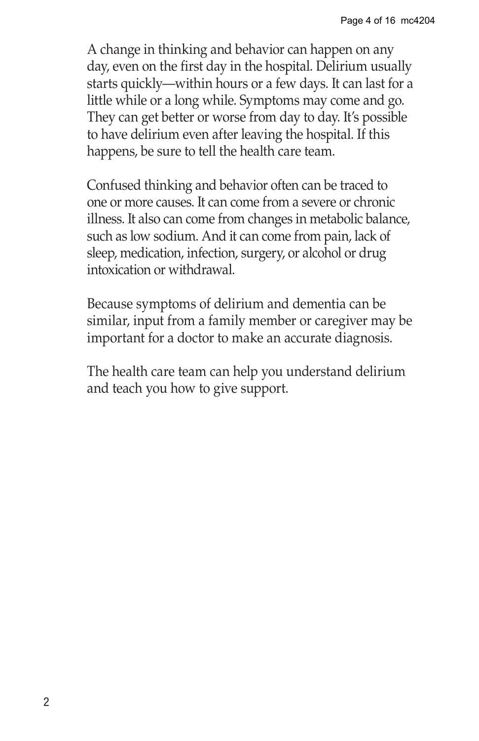A change in thinking and behavior can happen on any day, even on the first day in the hospital. Delirium usually starts quickly—within hours or a few days. It can last for a little while or a long while. Symptoms may come and go. They can get better or worse from day to day. It's possible to have delirium even after leaving the hospital. If this happens, be sure to tell the health care team.

Confused thinking and behavior often can be traced to one or more causes. It can come from a severe or chronic illness. It also can come from changes in metabolic balance, such as low sodium. And it can come from pain, lack of sleep, medication, infection, surgery, or alcohol or drug intoxication or withdrawal.

Because symptoms of delirium and dementia can be similar, input from a family member or caregiver may be important for a doctor to make an accurate diagnosis.

The health care team can help you understand delirium and teach you how to give support.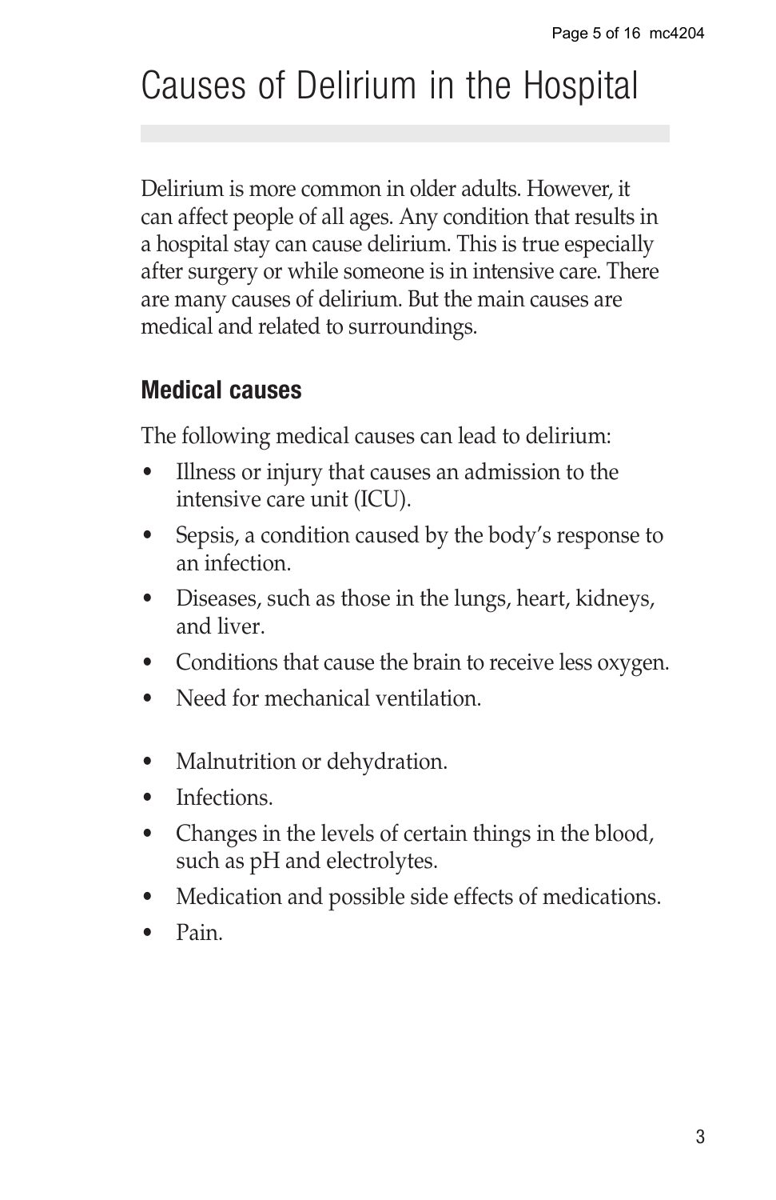# Causes of Delirium in the Hospital

Delirium is more common in older adults. However, it can affect people of all ages. Any condition that results in a hospital stay can cause delirium. This is true especially after surgery or while someone is in intensive care. There are many causes of delirium. But the main causes are medical and related to surroundings.

## Medical causes

The following medical causes can lead to delirium:

- Illness or injury that causes an admission to the intensive care unit (ICU).
- Sepsis, a condition caused by the body's response to an infection.
- Diseases, such as those in the lungs, heart, kidneys, and liver.
- Conditions that cause the brain to receive less oxygen.
- Need for mechanical ventilation.
- Malnutrition or dehydration.
- Infections.
- Changes in the levels of certain things in the blood, such as pH and electrolytes.
- Medication and possible side effects of medications.
- Pain.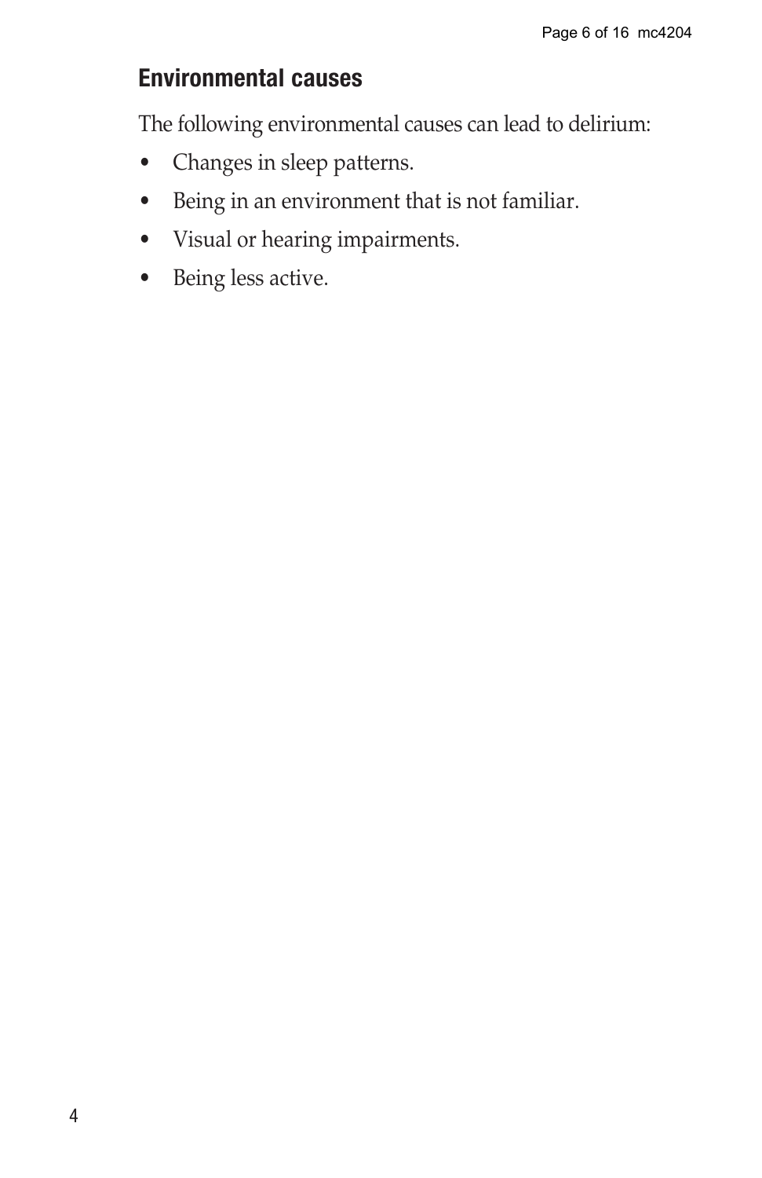## Environmental causes

The following environmental causes can lead to delirium:

- Changes in sleep patterns.
- Being in an environment that is not familiar.
- Visual or hearing impairments.
- Being less active.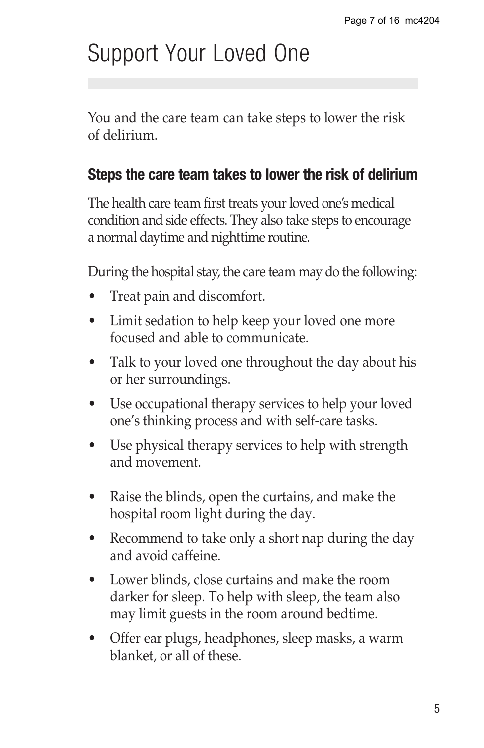# Support Your Loved One

You and the care team can take steps to lower the risk of delirium.

### Steps the care team takes to lower the risk of delirium

The health care team first treats your loved one's medical condition and side effects. They also take steps to encourage a normal daytime and nighttime routine.

During the hospital stay, the care team may do the following:

- Treat pain and discomfort.
- Limit sedation to help keep your loved one more focused and able to communicate.
- Talk to your loved one throughout the day about his or her surroundings.
- Use occupational therapy services to help your loved one's thinking process and with self-care tasks.
- Use physical therapy services to help with strength and movement.
- Raise the blinds, open the curtains, and make the hospital room light during the day.
- Recommend to take only a short nap during the day and avoid caffeine.
- Lower blinds, close curtains and make the room darker for sleep. To help with sleep, the team also may limit guests in the room around bedtime.
- Offer ear plugs, headphones, sleep masks, a warm blanket, or all of these.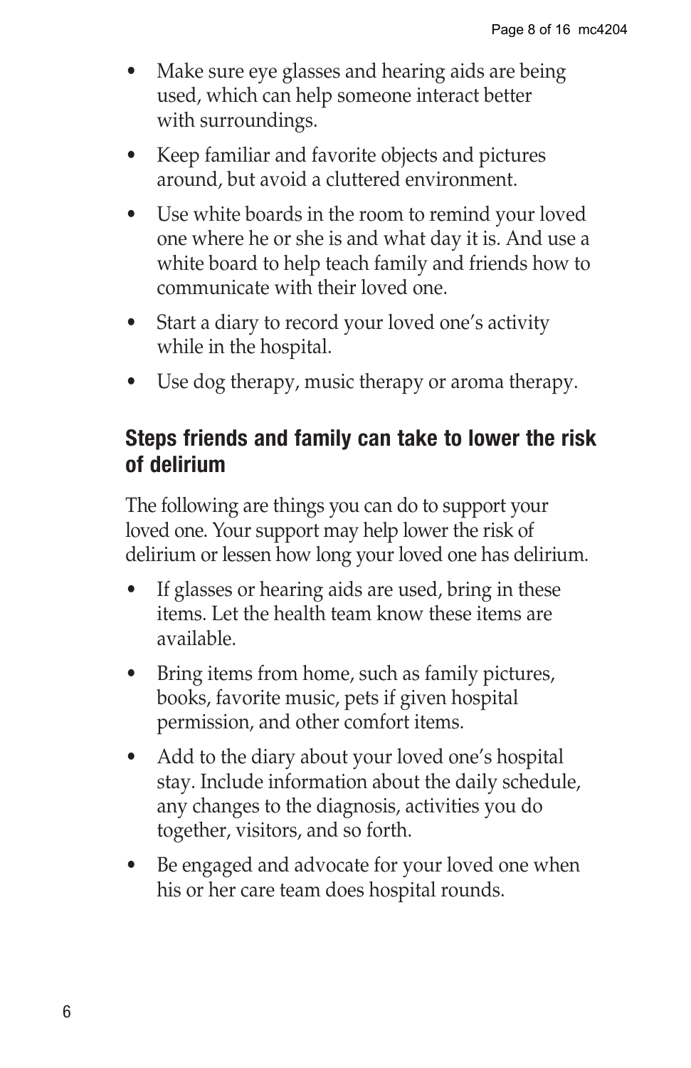- Make sure eye glasses and hearing aids are being used, which can help someone interact better with surroundings.
- Keep familiar and favorite objects and pictures around, but avoid a cluttered environment.
- Use white boards in the room to remind your loved one where he or she is and what day it is. And use a white board to help teach family and friends how to communicate with their loved one.
- Start a diary to record your loved one's activity while in the hospital.
- Use dog therapy, music therapy or aroma therapy.

## Steps friends and family can take to lower the risk of delirium

The following are things you can do to support your loved one. Your support may help lower the risk of delirium or lessen how long your loved one has delirium.

- If glasses or hearing aids are used, bring in these items. Let the health team know these items are available.
- Bring items from home, such as family pictures, books, favorite music, pets if given hospital permission, and other comfort items.
- Add to the diary about your loved one's hospital stay. Include information about the daily schedule, any changes to the diagnosis, activities you do together, visitors, and so forth.
- Be engaged and advocate for your loved one when his or her care team does hospital rounds.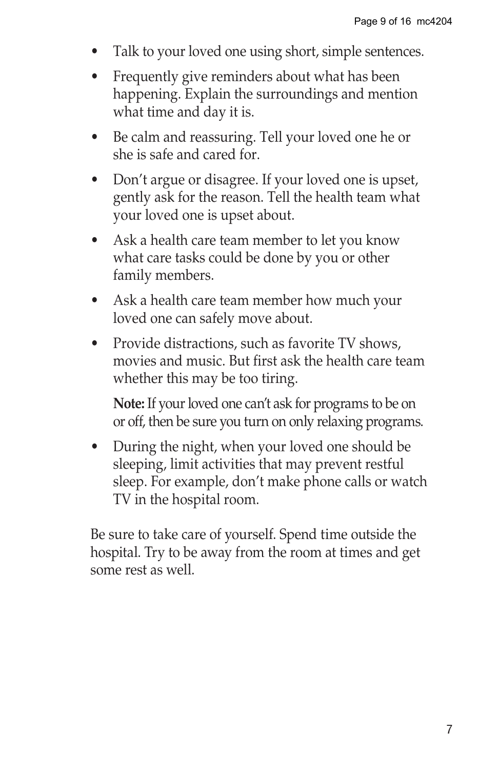- Talk to your loved one using short, simple sentences.
- Frequently give reminders about what has been happening. Explain the surroundings and mention what time and day it is.
- Be calm and reassuring. Tell your loved one he or she is safe and cared for.
- Don't argue or disagree. If your loved one is upset, gently ask for the reason. Tell the health team what your loved one is upset about.
- Ask a health care team member to let you know what care tasks could be done by you or other family members.
- Ask a health care team member how much your loved one can safely move about.
- Provide distractions, such as favorite TV shows, movies and music. But first ask the health care team whether this may be too tiring.

  **Note:** If your loved one can't ask for programs to be on or off, then be sure you turn on only relaxing programs.

- During the night, when your loved one should be sleeping, limit activities that may prevent restful sleep. For example, don't make phone calls or watch TV in the hospital room.

Be sure to take care of yourself. Spend time outside the hospital. Try to be away from the room at times and get some rest as well.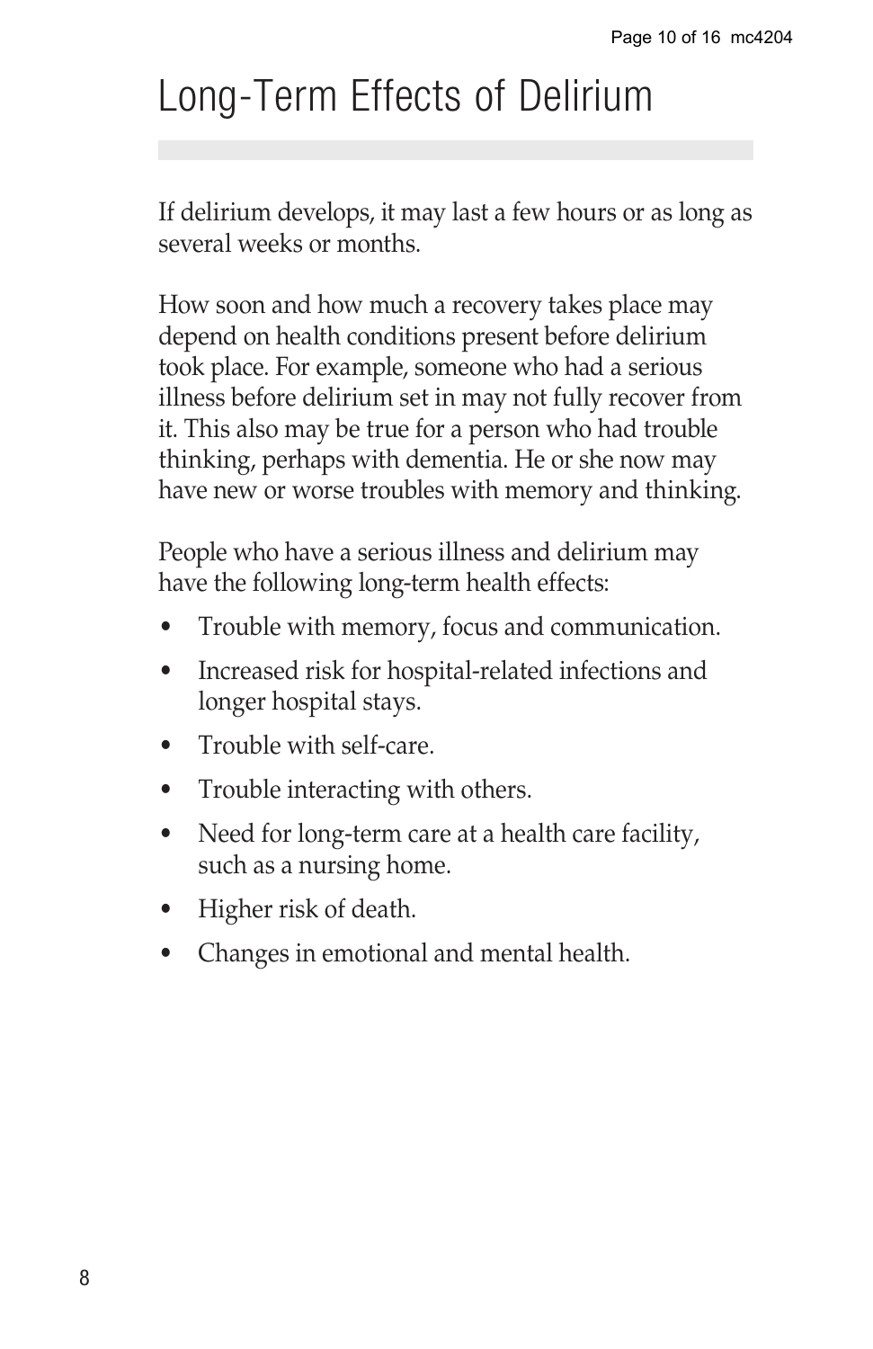# Long-Term Effects of Delirium

If delirium develops, it may last a few hours or as long as several weeks or months.

How soon and how much a recovery takes place may depend on health conditions present before delirium took place. For example, someone who had a serious illness before delirium set in may not fully recover from it. This also may be true for a person who had trouble thinking, perhaps with dementia. He or she now may have new or worse troubles with memory and thinking.

People who have a serious illness and delirium may have the following long-term health effects:

- Trouble with memory, focus and communication.
- Increased risk for hospital-related infections and longer hospital stays.
- Trouble with self-care.
- Trouble interacting with others.
- Need for long-term care at a health care facility, such as a nursing home.
- Higher risk of death.
- Changes in emotional and mental health.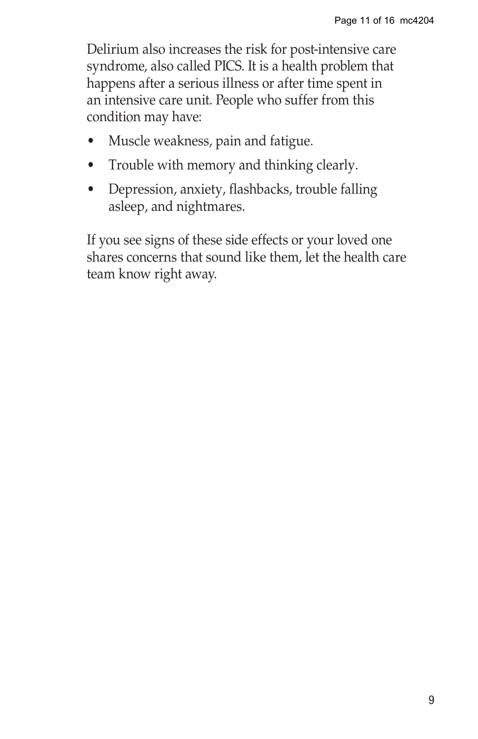Delirium also increases the risk for post-intensive care syndrome, also called PICS. It is a health problem that happens after a serious illness or after time spent in an intensive care unit. People who suffer from this condition may have:

- Muscle weakness, pain and fatigue.
- Trouble with memory and thinking clearly.
- Depression, anxiety, flashbacks, trouble falling asleep, and nightmares.

If you see signs of these side effects or your loved one shares concerns that sound like them, let the health care team know right away.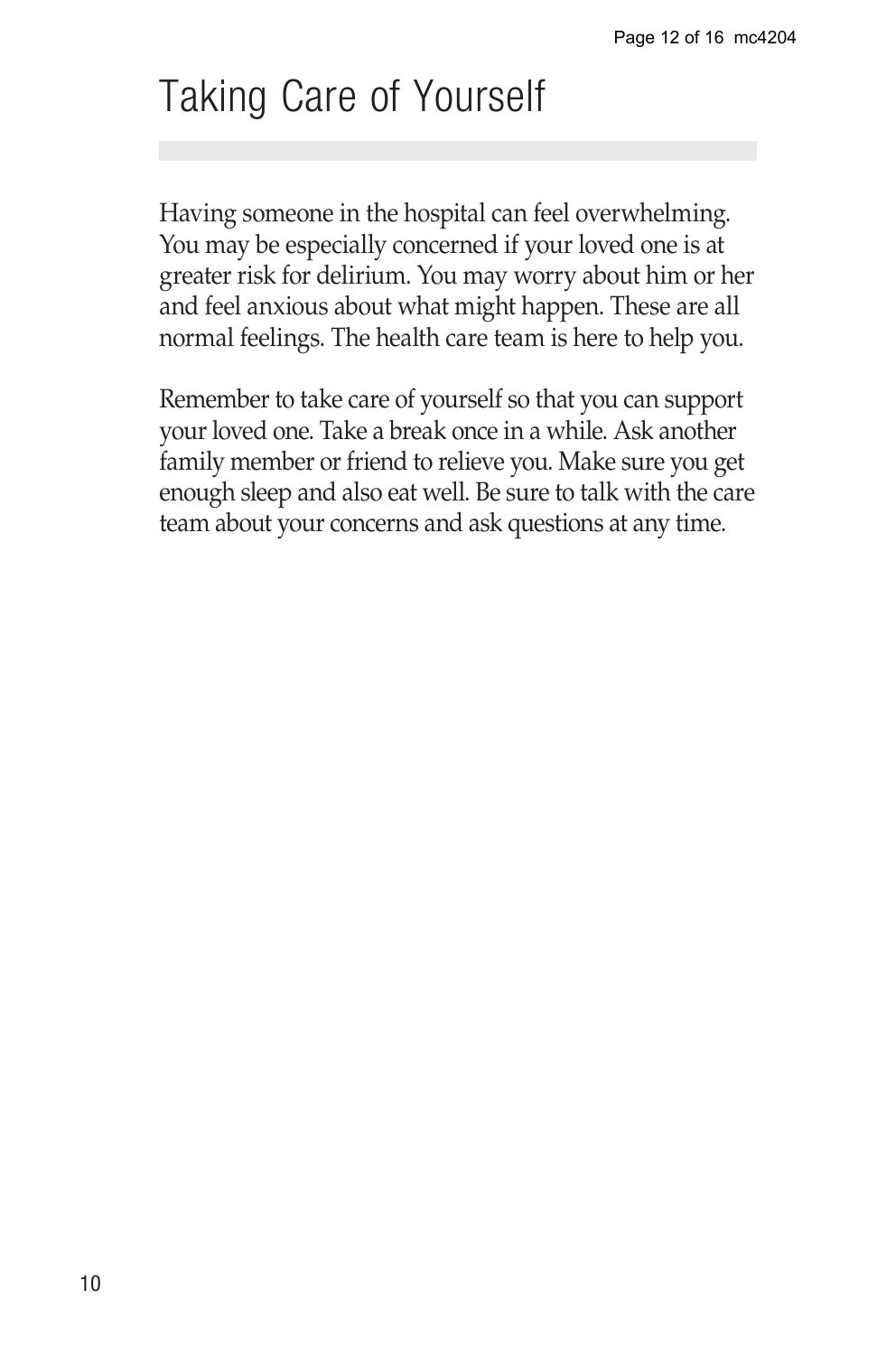# Taking Care of Yourself

Having someone in the hospital can feel overwhelming. You may be especially concerned if your loved one is at greater risk for delirium. You may worry about him or her and feel anxious about what might happen. These are all normal feelings. The health care team is here to help you.

Remember to take care of yourself so that you can support your loved one. Take a break once in a while. Ask another family member or friend to relieve you. Make sure you get enough sleep and also eat well. Be sure to talk with the care team about your concerns and ask questions at any time.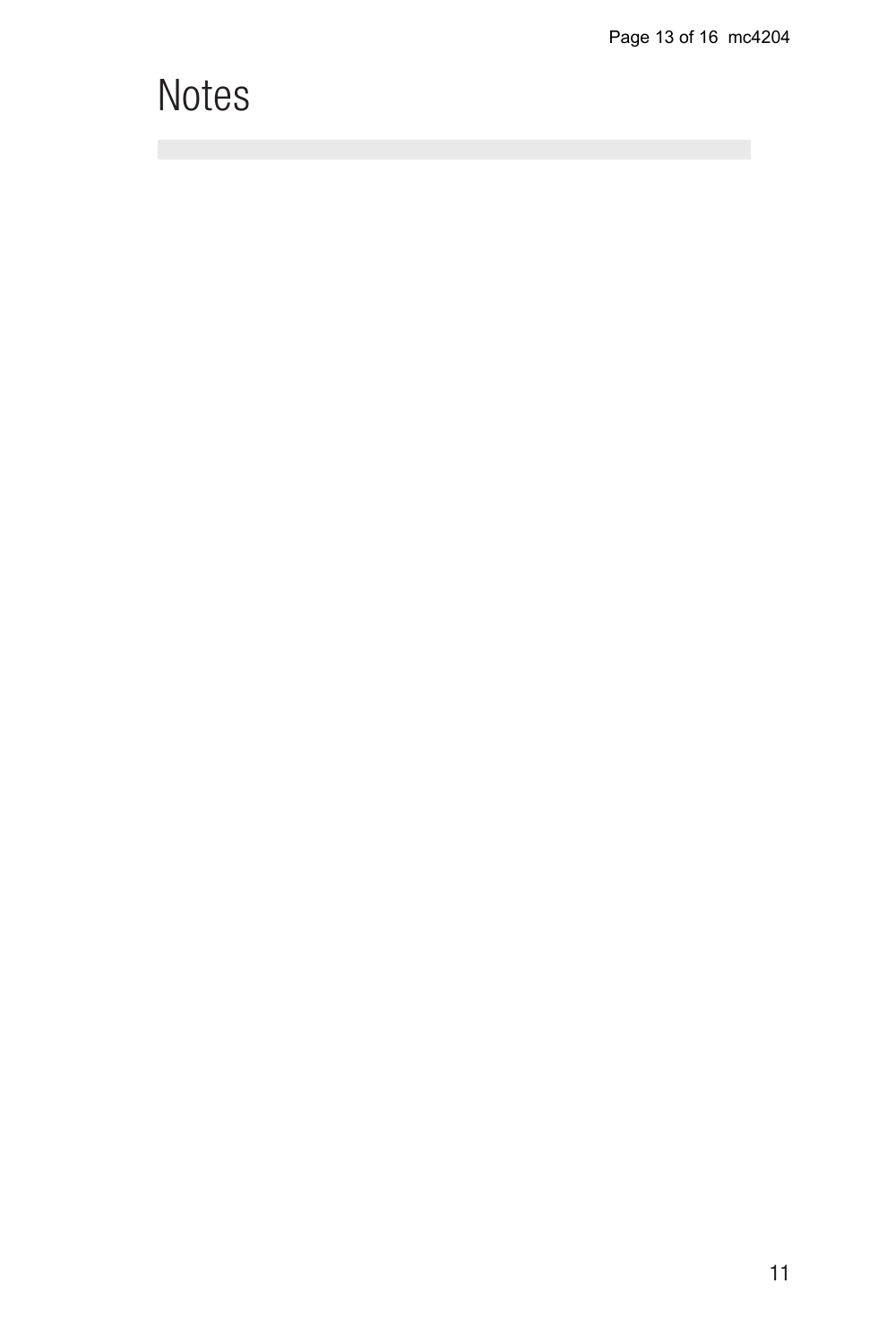# Notes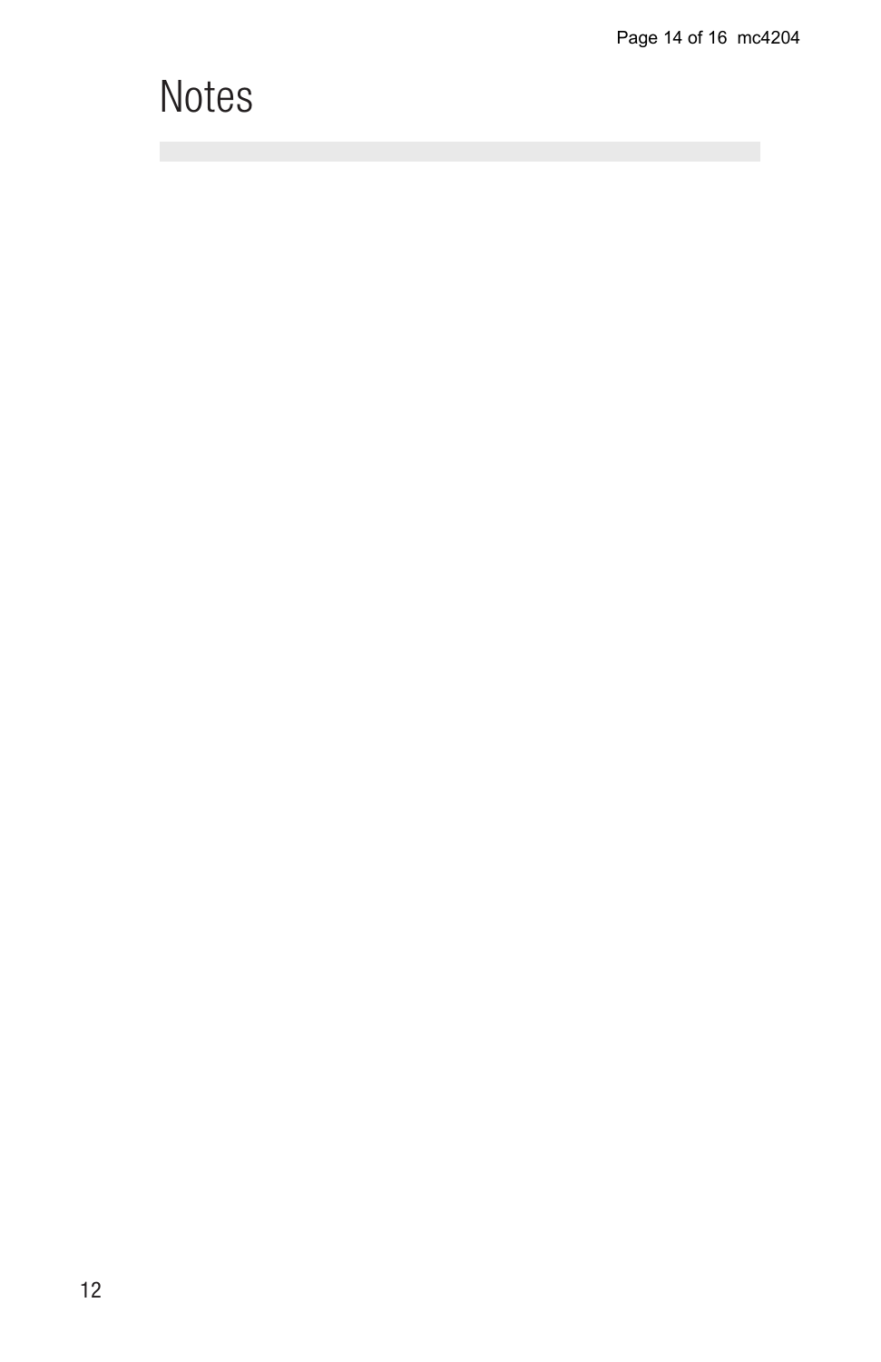# Notes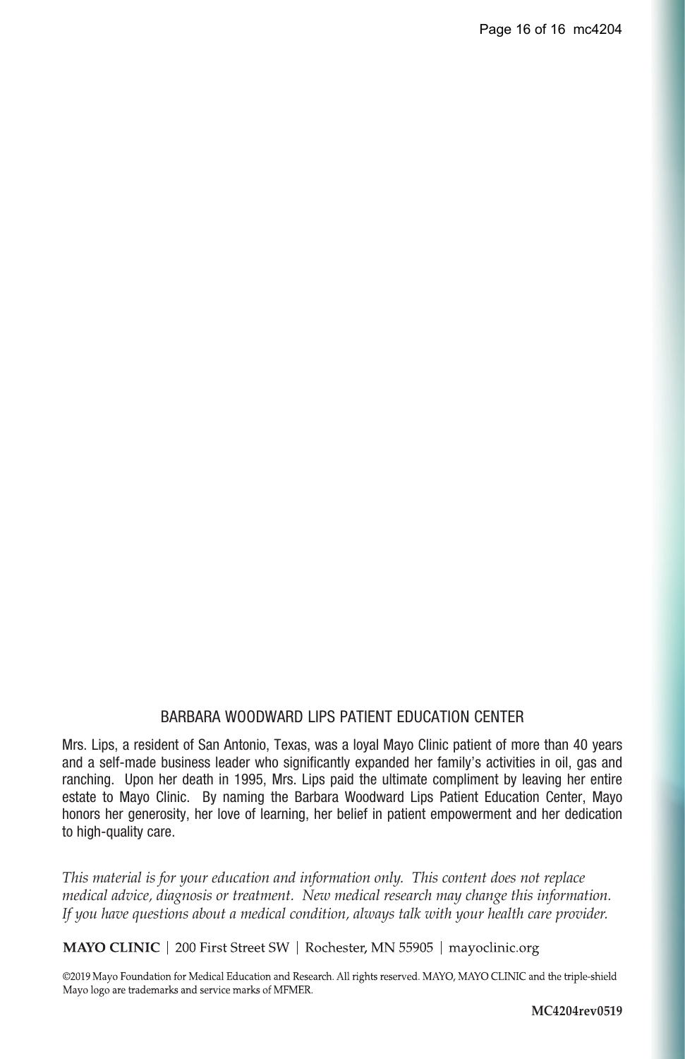## BARBARA WOODWARD LIPS PATIENT EDUCATION CENTER

Mrs. Lips, a resident of San Antonio, Texas, was a loyal Mayo Clinic patient of more than 40 years and a self-made business leader who significantly expanded her family's activities in oil, gas and ranching. Upon her death in 1995, Mrs. Lips paid the ultimate compliment by leaving her entire estate to Mayo Clinic. By naming the Barbara Woodward Lips Patient Education Center, Mayo honors her generosity, her love of learning, her belief in patient empowerment and her dedication to high-quality care.

*This material is for your education and information only. This content does not replace medical advice, diagnosis or treatment. New medical research may change this information. If you have questions about a medical condition, always talk with your health care provider.*

**MAYO CLINIC** | 200 First Street SW | Rochester, MN 55905 | mayoclinic.org

©2019 Mayo Foundation for Medical Education and Research. All rights reserved. MAYO, MAYO CLINIC and the triple-shield Mayo logo are trademarks and service marks of MFMER.

**MC4204rev0519**